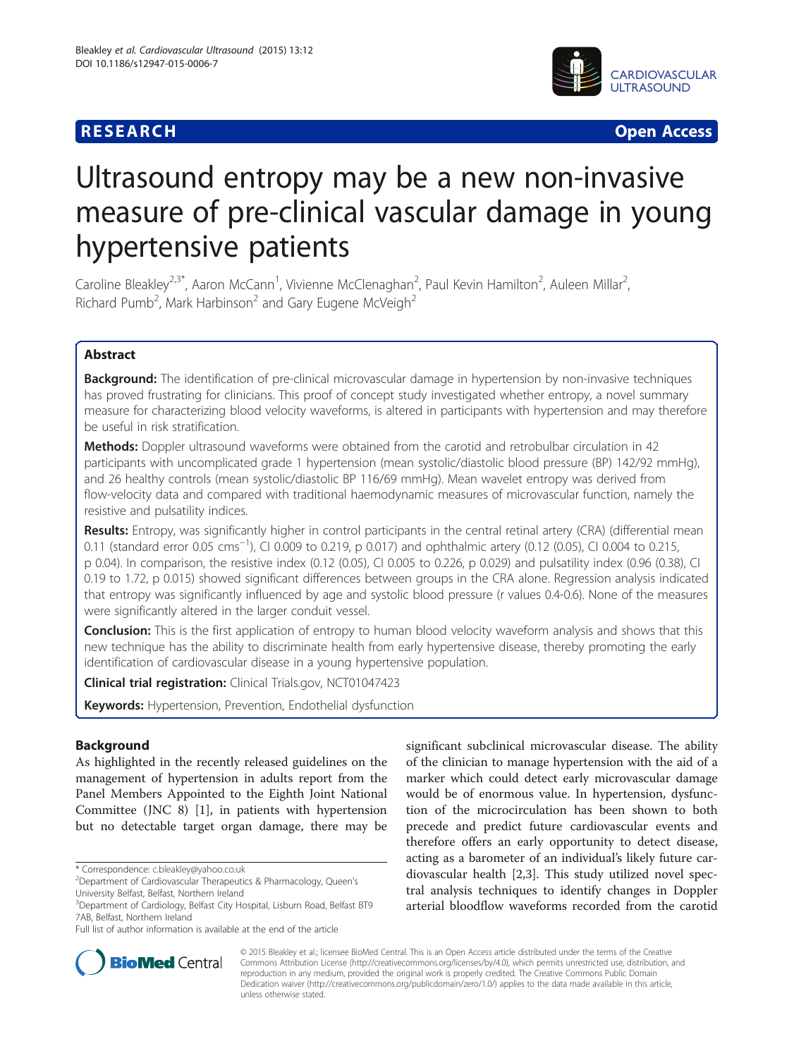RESEARCH Open Access

# Ultrasound entropy may be a new non-invasive measure of pre-clinical vascular damage in young hypertensive patients

Caroline Bleakley[2,3*], Aaron McCann[1], Vivienne McClenaghan[2], Paul Kevin Hamilton[2], Auleen Millar[2], Richard Pumb[2], Mark Harbinson[2] and Gary Eugene McVeigh[2]

## Abstract

**Background:** The identification of pre-clinical microvascular damage in hypertension by non-invasive techniques has proved frustrating for clinicians. This proof of concept study investigated whether entropy, a novel summary measure for characterizing blood velocity waveforms, is altered in participants with hypertension and may therefore be useful in risk stratification.

**Methods:** Doppler ultrasound waveforms were obtained from the carotid and retrobulbar circulation in 42 participants with uncomplicated grade 1 hypertension (mean systolic/diastolic blood pressure (BP) 142/92 mmHg), and 26 healthy controls (mean systolic/diastolic BP 116/69 mmHg). Mean wavelet entropy was derived from flow-velocity data and compared with traditional haemodynamic measures of microvascular function, namely the resistive and pulsatility indices.

**Results:** Entropy, was significantly higher in control participants in the central retinal artery (CRA) (differential mean 0.11 (standard error 0.05 $cms^{-1}$), CI 0.009 to 0.219, p 0.017) and ophthalmic artery (0.12 (0.05), CI 0.004 to 0.215, p 0.04). In comparison, the resistive index (0.12 (0.05), CI 0.005 to 0.226, p 0.029) and pulsatility index (0.96 (0.38), CI 0.19 to 1.72, p 0.015) showed significant differences between groups in the CRA alone. Regression analysis indicated that entropy was significantly influenced by age and systolic blood pressure (r values 0.4-0.6). None of the measures were significantly altered in the larger conduit vessel.

**Conclusion:** This is the first application of entropy to human blood velocity waveform analysis and shows that this new technique has the ability to discriminate health from early hypertensive disease, thereby promoting the early identification of cardiovascular disease in a young hypertensive population.

**Clinical trial registration:** Clinical Trials.gov, NCT01047423

**Keywords:** Hypertension, Prevention, Endothelial dysfunction

## Background

As highlighted in the recently released guidelines on the management of hypertension in adults report from the Panel Members Appointed to the Eighth Joint National Committee (JNC 8) [1], in patients with hypertension but no detectable target organ damage, there may be significant subclinical microvascular disease. The ability of the clinician to manage hypertension with the aid of a marker which could detect early microvascular damage would be of enormous value. In hypertension, dysfunction of the microcirculation has been shown to both precede and predict future cardiovascular events and therefore offers an early opportunity to detect disease, acting as a barometer of an individual's likely future cardiovascular health [2,3]. This study utilized novel spectral analysis techniques to identify changes in Doppler arterial bloodflow waveforms recorded from the carotid

* Correspondence: c.bleakley@yahoo.co.uk
[2]Department of Cardiovascular Therapeutics & Pharmacology, Queen's University Belfast, Belfast, Northern Ireland
[3]Department of Cardiology, Belfast City Hospital, Lisburn Road, Belfast BT9 7AB, Belfast, Northern Ireland
Full list of author information is available at the end of the article

© 2015 Bleakley et al.; licensee BioMed Central. This is an Open Access article distributed under the terms of the Creative Commons Attribution License (http://creativecommons.org/licenses/by/4.0), which permits unrestricted use, distribution, and reproduction in any medium, provided the original work is properly credited. The Creative Commons Public Domain Dedication waiver (http://creativecommons.org/publicdomain/zero/1.0/) applies to the data made available in this article, unless otherwise stated.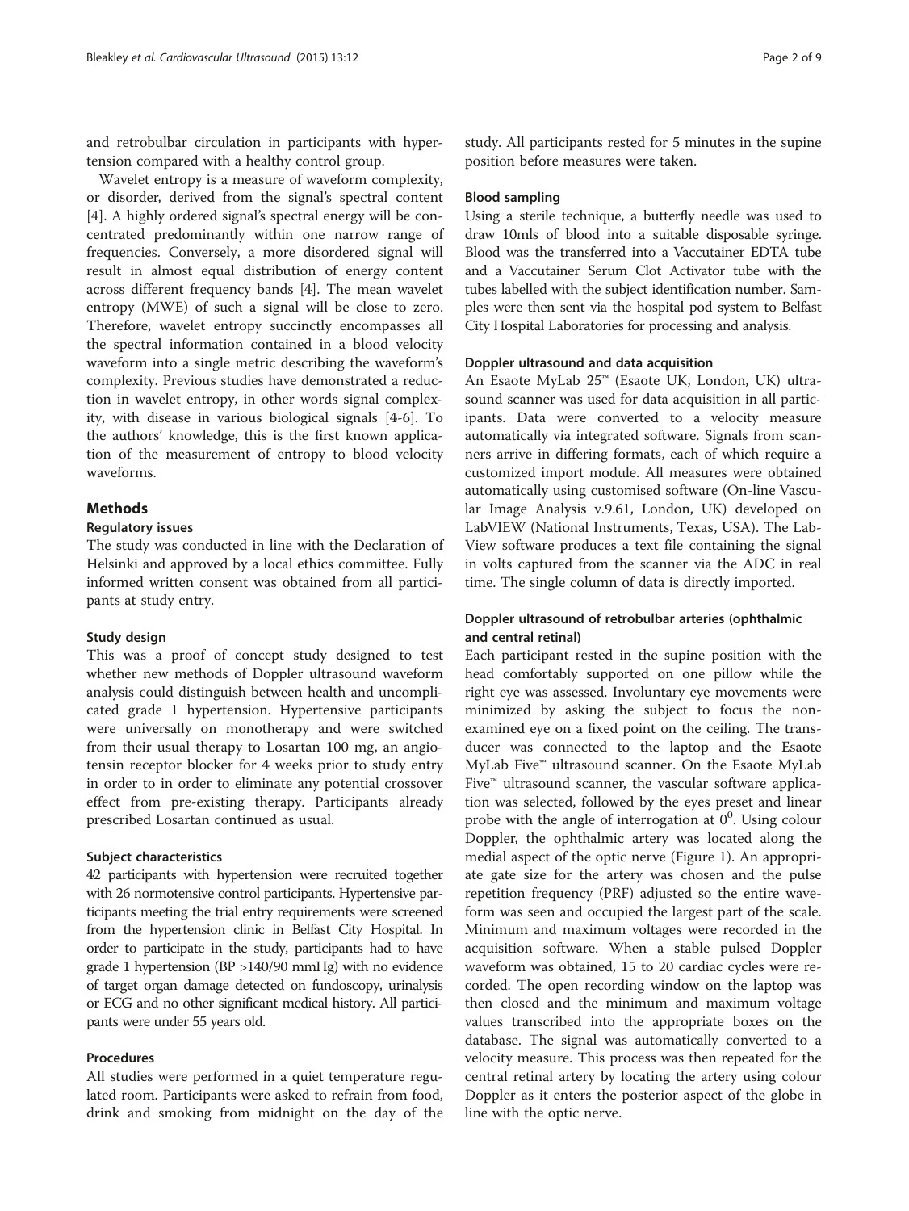and retrobulbar circulation in participants with hypertension compared with a healthy control group.

Wavelet entropy is a measure of waveform complexity, or disorder, derived from the signal's spectral content [4]. A highly ordered signal's spectral energy will be concentrated predominantly within one narrow range of frequencies. Conversely, a more disordered signal will result in almost equal distribution of energy content across different frequency bands [4]. The mean wavelet entropy (MWE) of such a signal will be close to zero. Therefore, wavelet entropy succinctly encompasses all the spectral information contained in a blood velocity waveform into a single metric describing the waveform's complexity. Previous studies have demonstrated a reduction in wavelet entropy, in other words signal complexity, with disease in various biological signals [4-6]. To the authors' knowledge, this is the first known application of the measurement of entropy to blood velocity waveforms.

## Methods

### Regulatory issues

The study was conducted in line with the Declaration of Helsinki and approved by a local ethics committee. Fully informed written consent was obtained from all participants at study entry.

### Study design

This was a proof of concept study designed to test whether new methods of Doppler ultrasound waveform analysis could distinguish between health and uncomplicated grade 1 hypertension. Hypertensive participants were universally on monotherapy and were switched from their usual therapy to Losartan 100 mg, an angiotensin receptor blocker for 4 weeks prior to study entry in order to in order to eliminate any potential crossover effect from pre-existing therapy. Participants already prescribed Losartan continued as usual.

### Subject characteristics

42 participants with hypertension were recruited together with 26 normotensive control participants. Hypertensive participants meeting the trial entry requirements were screened from the hypertension clinic in Belfast City Hospital. In order to participate in the study, participants had to have grade 1 hypertension (BP >140/90 mmHg) with no evidence of target organ damage detected on fundoscopy, urinalysis or ECG and no other significant medical history. All participants were under 55 years old.

### Procedures

All studies were performed in a quiet temperature regulated room. Participants were asked to refrain from food, drink and smoking from midnight on the day of the study. All participants rested for 5 minutes in the supine position before measures were taken.

### Blood sampling

Using a sterile technique, a butterfly needle was used to draw 10mls of blood into a suitable disposable syringe. Blood was the transferred into a Vaccutainer EDTA tube and a Vaccutainer Serum Clot Activator tube with the tubes labelled with the subject identification number. Samples were then sent via the hospital pod system to Belfast City Hospital Laboratories for processing and analysis.

### Doppler ultrasound and data acquisition

An Esaote MyLab 25™ (Esaote UK, London, UK) ultrasound scanner was used for data acquisition in all participants. Data were converted to a velocity measure automatically via integrated software. Signals from scanners arrive in differing formats, each of which require a customized import module. All measures were obtained automatically using customised software (On-line Vascular Image Analysis v.9.61, London, UK) developed on LabVIEW (National Instruments, Texas, USA). The LabView software produces a text file containing the signal in volts captured from the scanner via the ADC in real time. The single column of data is directly imported.

### Doppler ultrasound of retrobulbar arteries (ophthalmic and central retinal)

Each participant rested in the supine position with the head comfortably supported on one pillow while the right eye was assessed. Involuntary eye movements were minimized by asking the subject to focus the non-examined eye on a fixed point on the ceiling. The transducer was connected to the laptop and the Esaote MyLab Five™ ultrasound scanner. On the Esaote MyLab Five™ ultrasound scanner, the vascular software application was selected, followed by the eyes preset and linear probe with the angle of interrogation at $0^0$. Using colour Doppler, the ophthalmic artery was located along the medial aspect of the optic nerve (Figure 1). An appropriate gate size for the artery was chosen and the pulse repetition frequency (PRF) adjusted so the entire waveform was seen and occupied the largest part of the scale. Minimum and maximum voltages were recorded in the acquisition software. When a stable pulsed Doppler waveform was obtained, 15 to 20 cardiac cycles were recorded. The open recording window on the laptop was then closed and the minimum and maximum voltage values transcribed into the appropriate boxes on the database. The signal was automatically converted to a velocity measure. This process was then repeated for the central retinal artery by locating the artery using colour Doppler as it enters the posterior aspect of the globe in line with the optic nerve.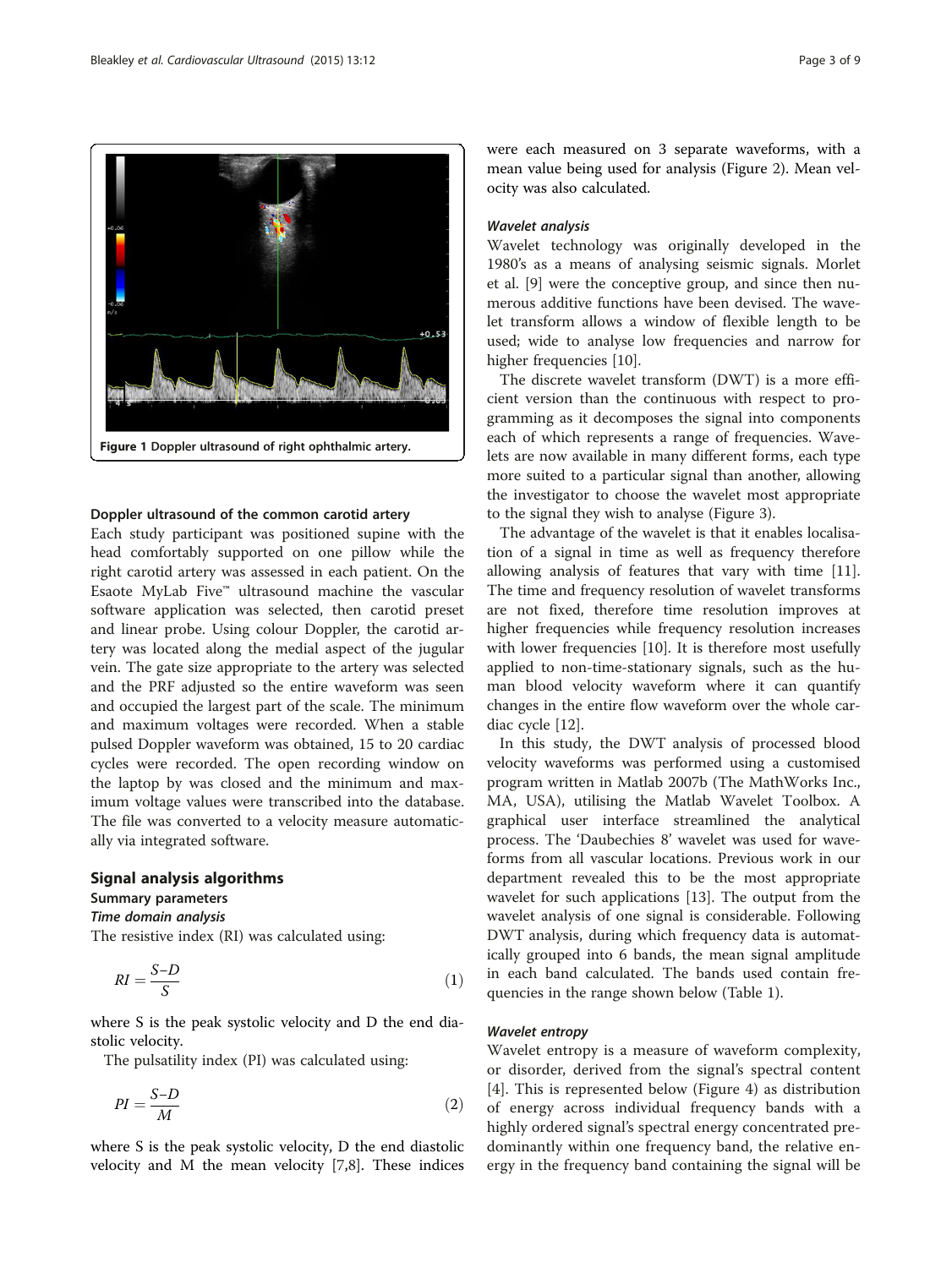Figure 1 Doppler ultrasound of right ophthalmic artery.

#### Doppler ultrasound of the common carotid artery

Each study participant was positioned supine with the head comfortably supported on one pillow while the right carotid artery was assessed in each patient. On the Esaote MyLab Five™ ultrasound machine the vascular software application was selected, then carotid preset and linear probe. Using colour Doppler, the carotid artery was located along the medial aspect of the jugular vein. The gate size appropriate to the artery was selected and the PRF adjusted so the entire waveform was seen and occupied the largest part of the scale. The minimum and maximum voltages were recorded. When a stable pulsed Doppler waveform was obtained, 15 to 20 cardiac cycles were recorded. The open recording window on the laptop by was closed and the minimum and maximum voltage values were transcribed into the database. The file was converted to a velocity measure automatically via integrated software.

## Signal analysis algorithms

### Summary parameters

#### *Time domain analysis*

The resistive index (RI) was calculated using:

$$RI = \frac{S - D}{S} \tag{1}$$

where S is the peak systolic velocity and D the end diastolic velocity.

The pulsatility index (PI) was calculated using:

$$PI = \frac{S - D}{M} \tag{2}$$

where S is the peak systolic velocity, D the end diastolic velocity and M the mean velocity [7,8]. These indices were each measured on 3 separate waveforms, with a mean value being used for analysis (Figure 2). Mean velocity was also calculated.

#### *Wavelet analysis*

Wavelet technology was originally developed in the 1980's as a means of analysing seismic signals. Morlet et al. [9] were the conceptive group, and since then numerous additive functions have been devised. The wavelet transform allows a window of flexible length to be used; wide to analyse low frequencies and narrow for higher frequencies [10].

The discrete wavelet transform (DWT) is a more efficient version than the continuous with respect to programming as it decomposes the signal into components each of which represents a range of frequencies. Wavelets are now available in many different forms, each type more suited to a particular signal than another, allowing the investigator to choose the wavelet most appropriate to the signal they wish to analyse (Figure 3).

The advantage of the wavelet is that it enables localisation of a signal in time as well as frequency therefore allowing analysis of features that vary with time [11]. The time and frequency resolution of wavelet transforms are not fixed, therefore time resolution improves at higher frequencies while frequency resolution increases with lower frequencies [10]. It is therefore most usefully applied to non-time-stationary signals, such as the human blood velocity waveform where it can quantify changes in the entire flow waveform over the whole cardiac cycle [12].

In this study, the DWT analysis of processed blood velocity waveforms was performed using a customised program written in Matlab 2007b (The MathWorks Inc., MA, USA), utilising the Matlab Wavelet Toolbox. A graphical user interface streamlined the analytical process. The 'Daubechies 8' wavelet was used for waveforms from all vascular locations. Previous work in our department revealed this to be the most appropriate wavelet for such applications [13]. The output from the wavelet analysis of one signal is considerable. Following DWT analysis, during which frequency data is automatically grouped into 6 bands, the mean signal amplitude in each band calculated. The bands used contain frequencies in the range shown below (Table 1).

#### *Wavelet entropy*

Wavelet entropy is a measure of waveform complexity, or disorder, derived from the signal's spectral content [4]. This is represented below (Figure 4) as distribution of energy across individual frequency bands with a highly ordered signal's spectral energy concentrated predominantly within one frequency band, the relative energy in the frequency band containing the signal will be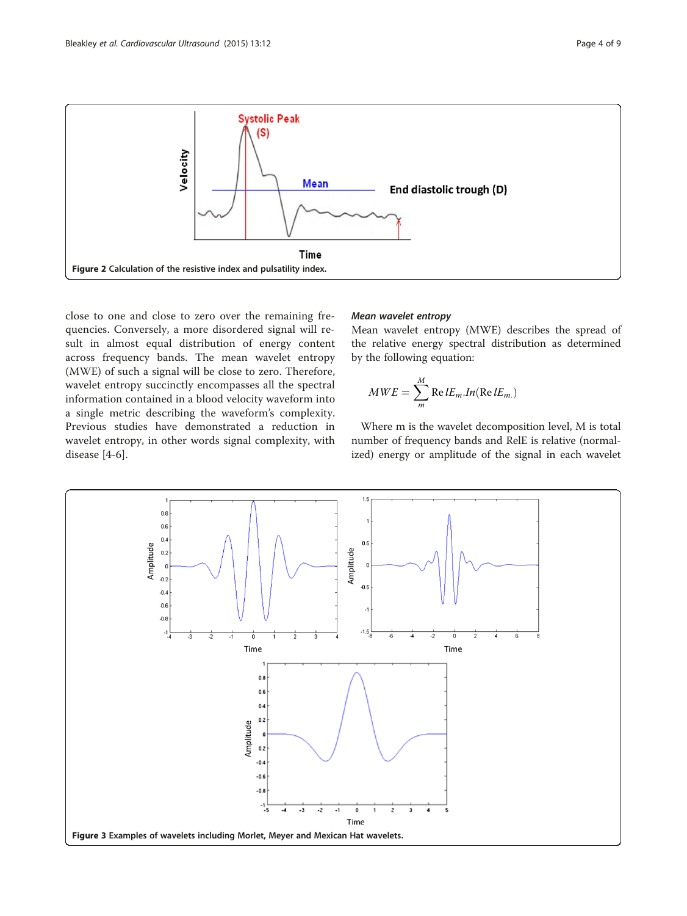Figure 2 Calculation of the resistive index and pulsatility index.

close to one and close to zero over the remaining frequencies. Conversely, a more disordered signal will result in almost equal distribution of energy content across frequency bands. The mean wavelet entropy (MWE) of such a signal will be close to zero. Therefore, wavelet entropy succinctly encompasses all the spectral information contained in a blood velocity waveform into a single metric describing the waveform's complexity. Previous studies have demonstrated a reduction in wavelet entropy, in other words signal complexity, with disease [4-6].

### *Mean wavelet entropy*

Mean wavelet entropy (MWE) describes the spread of the relative energy spectral distribution as determined by the following equation:

$$MWE = \sum_{m}^{M} \mathrm{Re}\,lE_m.In(\mathrm{Re}\,lE_{m.})$$

Where m is the wavelet decomposition level, M is total number of frequency bands and RelE is relative (normalized) energy or amplitude of the signal in each wavelet

Figure 3 Examples of wavelets including Morlet, Meyer and Mexican Hat wavelets.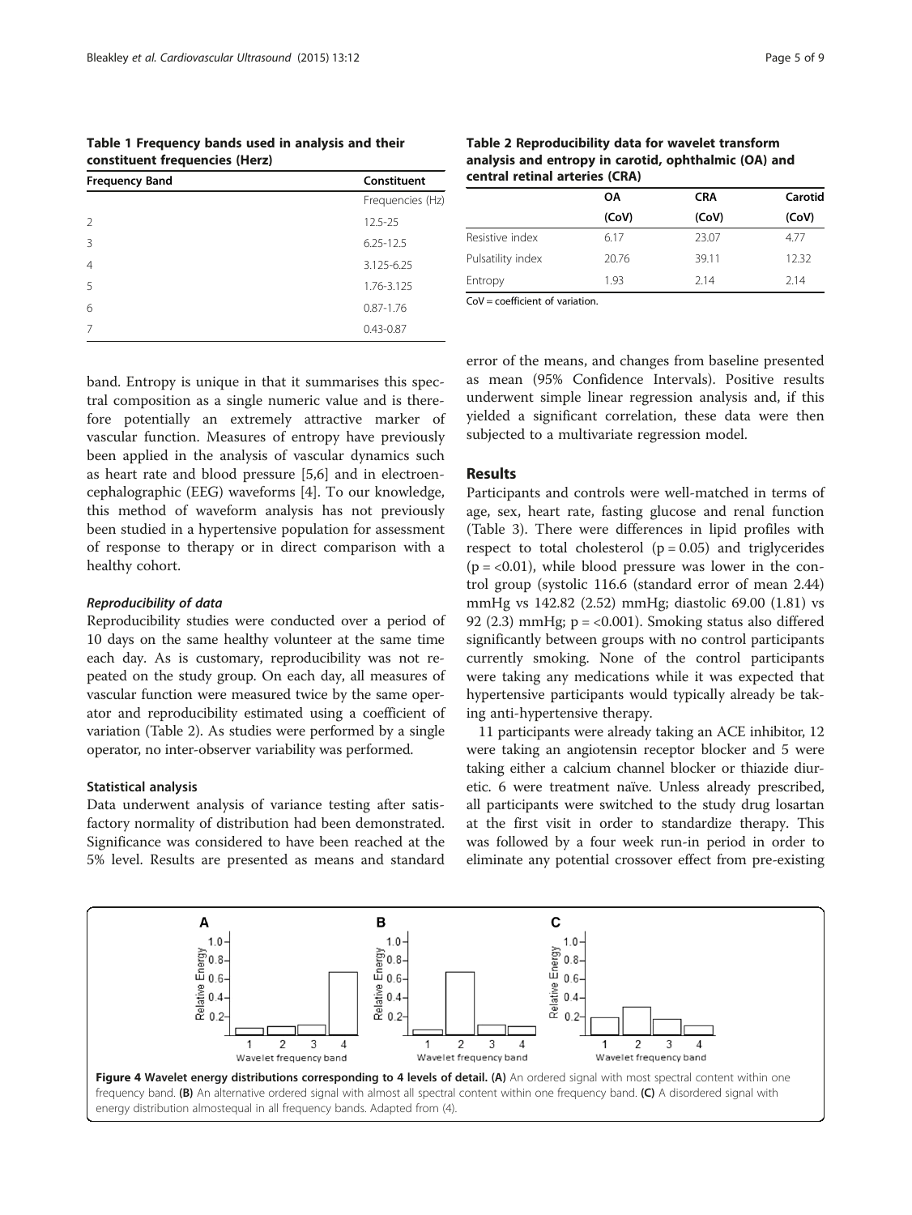**Table 1 Frequency bands used in analysis and their constituent frequencies (Herz)**

| Frequency Band | Constituent Frequencies (Hz) |
|---|---|
| 2 | 12.5-25 |
| 3 | 6.25-12.5 |
| 4 | 3.125-6.25 |
| 5 | 1.76-3.125 |
| 6 | 0.87-1.76 |
| 7 | 0.43-0.87 |

**Table 2 Reproducibility data for wavelet transform analysis and entropy in carotid, ophthalmic (OA) and central retinal arteries (CRA)**

| | OA (CoV) | CRA (CoV) | Carotid (CoV) |
|---|---|---|---|
| Resistive index | 6.17 | 23.07 | 4.77 |
| Pulsatility index | 20.76 | 39.11 | 12.32 |
| Entropy | 1.93 | 2.14 | 2.14 |

CoV = coefficient of variation.

band. Entropy is unique in that it summarises this spectral composition as a single numeric value and is therefore potentially an extremely attractive marker of vascular function. Measures of entropy have previously been applied in the analysis of vascular dynamics such as heart rate and blood pressure [5,6] and in electroencephalographic (EEG) waveforms [4]. To our knowledge, this method of waveform analysis has not previously been studied in a hypertensive population for assessment of response to therapy or in direct comparison with a healthy cohort.

#### *Reproducibility of data*

Reproducibility studies were conducted over a period of 10 days on the same healthy volunteer at the same time each day. As is customary, reproducibility was not repeated on the study group. On each day, all measures of vascular function were measured twice by the same operator and reproducibility estimated using a coefficient of variation (Table 2). As studies were performed by a single operator, no inter-observer variability was performed.

### Statistical analysis

Data underwent analysis of variance testing after satisfactory normality of distribution had been demonstrated. Significance was considered to have been reached at the 5% level. Results are presented as means and standard error of the means, and changes from baseline presented as mean (95% Confidence Intervals). Positive results underwent simple linear regression analysis and, if this yielded a significant correlation, these data were then subjected to a multivariate regression model.

## Results

Participants and controls were well-matched in terms of age, sex, heart rate, fasting glucose and renal function (Table 3). There were differences in lipid profiles with respect to total cholesterol ($p = 0.05$) and triglycerides ($p = <0.01$), while blood pressure was lower in the control group (systolic 116.6 (standard error of mean 2.44) mmHg vs 142.82 (2.52) mmHg; diastolic 69.00 (1.81) vs 92 (2.3) mmHg; $p = <0.001$). Smoking status also differed significantly between groups with no control participants currently smoking. None of the control participants were taking any medications while it was expected that hypertensive participants would typically already be taking anti-hypertensive therapy.

11 participants were already taking an ACE inhibitor, 12 were taking an angiotensin receptor blocker and 5 were taking either a calcium channel blocker or thiazide diuretic. 6 were treatment naïve. Unless already prescribed, all participants were switched to the study drug losartan at the first visit in order to standardize therapy. This was followed by a four week run-in period in order to eliminate any potential crossover effect from pre-existing

**Figure 4 Wavelet energy distributions corresponding to 4 levels of detail. (A)** An ordered signal with most spectral content within one frequency band. **(B)** An alternative ordered signal with almost all spectral content within one frequency band. **(C)** A disordered signal with energy distribution almostequal in all frequency bands. Adapted from (4).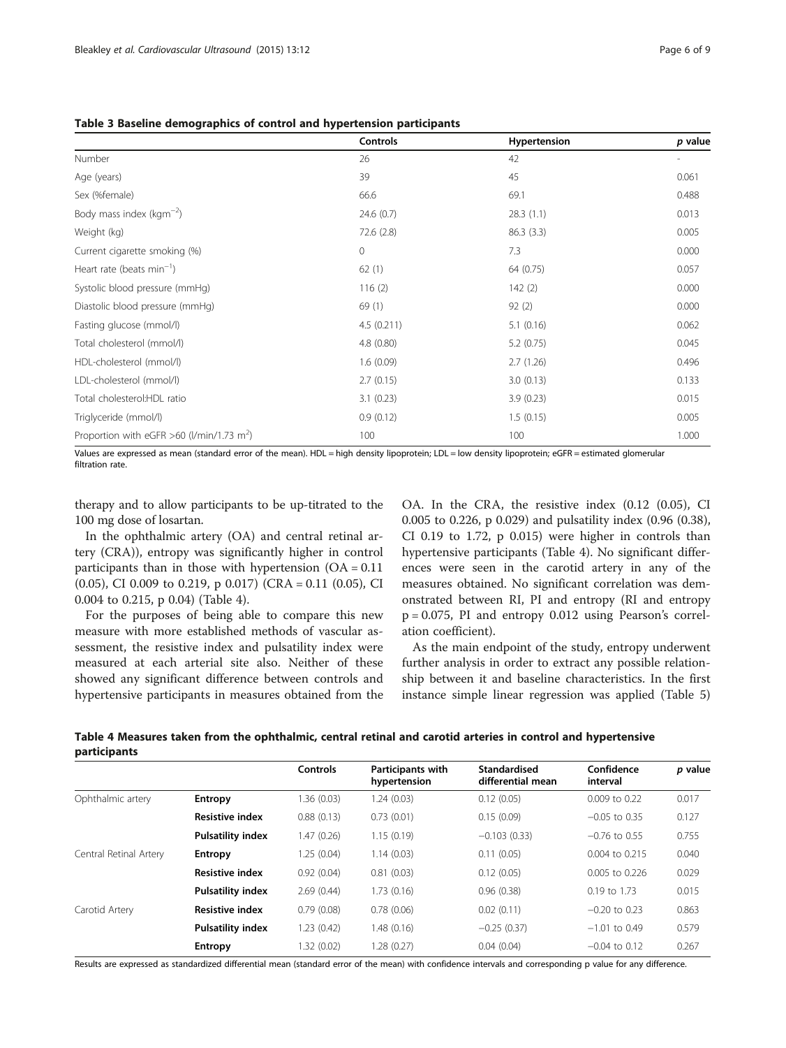**Table 3 Baseline demographics of control and hypertension participants**

| | Controls | Hypertension | *p* value |
|---|---|---|---|
| Number | 26 | 42 | - |
| Age (years) | 39 | 45 | 0.061 |
| Sex (%female) | 66.6 | 69.1 | 0.488 |
| Body mass index ($kgm^{-2}$) | 24.6 (0.7) | 28.3 (1.1) | 0.013 |
| Weight (kg) | 72.6 (2.8) | 86.3 (3.3) | 0.005 |
| Current cigarette smoking (%) | 0 | 7.3 | 0.000 |
| Heart rate (beats $min^{-1}$) | 62 (1) | 64 (0.75) | 0.057 |
| Systolic blood pressure (mmHg) | 116 (2) | 142 (2) | 0.000 |
| Diastolic blood pressure (mmHg) | 69 (1) | 92 (2) | 0.000 |
| Fasting glucose (mmol/l) | 4.5 (0.211) | 5.1 (0.16) | 0.062 |
| Total cholesterol (mmol/l) | 4.8 (0.80) | 5.2 (0.75) | 0.045 |
| HDL-cholesterol (mmol/l) | 1.6 (0.09) | 2.7 (1.26) | 0.496 |
| LDL-cholesterol (mmol/l) | 2.7 (0.15) | 3.0 (0.13) | 0.133 |
| Total cholesterol:HDL ratio | 3.1 (0.23) | 3.9 (0.23) | 0.015 |
| Triglyceride (mmol/l) | 0.9 (0.12) | 1.5 (0.15) | 0.005 |
| Proportion with eGFR >60 (l/min/1.73 $m^2$) | 100 | 100 | 1.000 |

Values are expressed as mean (standard error of the mean). HDL = high density lipoprotein; LDL = low density lipoprotein; eGFR = estimated glomerular filtration rate.

therapy and to allow participants to be up-titrated to the 100 mg dose of losartan.

In the ophthalmic artery (OA) and central retinal artery (CRA)), entropy was significantly higher in control participants than in those with hypertension (OA = 0.11 (0.05), CI 0.009 to 0.219, p 0.017) (CRA = 0.11 (0.05), CI 0.004 to 0.215, p 0.04) (Table 4).

For the purposes of being able to compare this new measure with more established methods of vascular assessment, the resistive index and pulsatility index were measured at each arterial site also. Neither of these showed any significant difference between controls and hypertensive participants in measures obtained from the OA. In the CRA, the resistive index (0.12 (0.05), CI 0.005 to 0.226, p 0.029) and pulsatility index (0.96 (0.38), CI 0.19 to 1.72, p 0.015) were higher in controls than hypertensive participants (Table 4). No significant differences were seen in the carotid artery in any of the measures obtained. No significant correlation was demonstrated between RI, PI and entropy (RI and entropy p = 0.075, PI and entropy 0.012 using Pearson's correlation coefficient).

As the main endpoint of the study, entropy underwent further analysis in order to extract any possible relationship between it and baseline characteristics. In the first instance simple linear regression was applied (Table 5)

**Table 4 Measures taken from the ophthalmic, central retinal and carotid arteries in control and hypertensive participants**

| | | Controls | Participants with hypertension | Standardised differential mean | Confidence interval | *p* value |
|---|---|---|---|---|---|---|
| Ophthalmic artery | **Entropy** | 1.36 (0.03) | 1.24 (0.03) | 0.12 (0.05) | 0.009 to 0.22 | 0.017 |
| | **Resistive index** | 0.88 (0.13) | 0.73 (0.01) | 0.15 (0.09) | −0.05 to 0.35 | 0.127 |
| | **Pulsatility index** | 1.47 (0.26) | 1.15 (0.19) | −0.103 (0.33) | −0.76 to 0.55 | 0.755 |
| Central Retinal Artery | **Entropy** | 1.25 (0.04) | 1.14 (0.03) | 0.11 (0.05) | 0.004 to 0.215 | 0.040 |
| | **Resistive index** | 0.92 (0.04) | 0.81 (0.03) | 0.12 (0.05) | 0.005 to 0.226 | 0.029 |
| | **Pulsatility index** | 2.69 (0.44) | 1.73 (0.16) | 0.96 (0.38) | 0.19 to 1.73 | 0.015 |
| Carotid Artery | **Resistive index** | 0.79 (0.08) | 0.78 (0.06) | 0.02 (0.11) | −0.20 to 0.23 | 0.863 |
| | **Pulsatility index** | 1.23 (0.42) | 1.48 (0.16) | −0.25 (0.37) | −1.01 to 0.49 | 0.579 |
| | **Entropy** | 1.32 (0.02) | 1.28 (0.27) | 0.04 (0.04) | −0.04 to 0.12 | 0.267 |

Results are expressed as standardized differential mean (standard error of the mean) with confidence intervals and corresponding p value for any difference.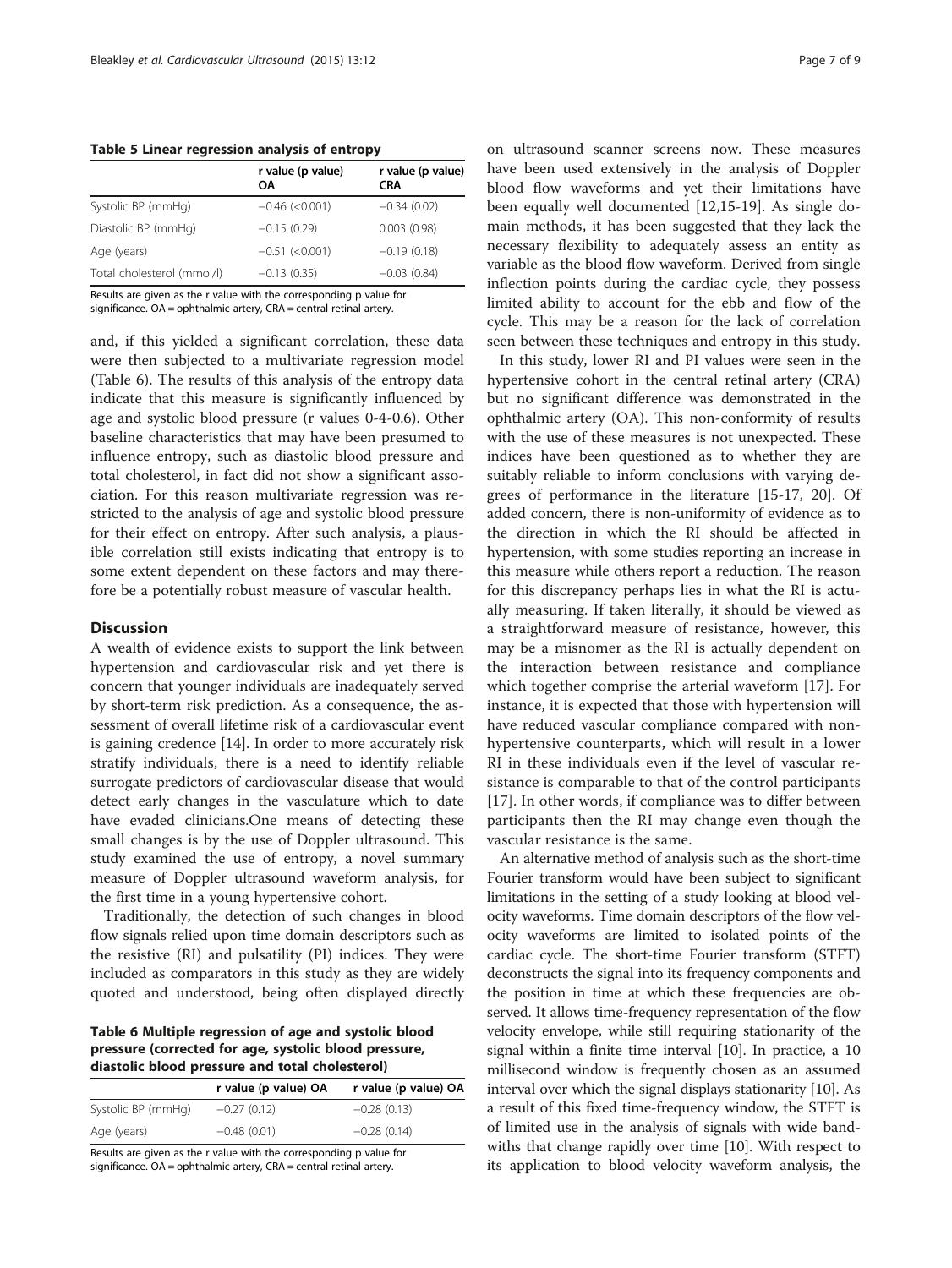**Table 5 Linear regression analysis of entropy**

| | r value (p value) OA | r value (p value) CRA |
|---|---|---|
| Systolic BP (mmHg) | −0.46 (<0.001) | −0.34 (0.02) |
| Diastolic BP (mmHg) | −0.15 (0.29) | 0.003 (0.98) |
| Age (years) | −0.51 (<0.001) | −0.19 (0.18) |
| Total cholesterol (mmol/l) | −0.13 (0.35) | −0.03 (0.84) |

Results are given as the r value with the corresponding p value for significance. OA = ophthalmic artery, CRA = central retinal artery.

and, if this yielded a significant correlation, these data were then subjected to a multivariate regression model (Table 6). The results of this analysis of the entropy data indicate that this measure is significantly influenced by age and systolic blood pressure (r values 0-4-0.6). Other baseline characteristics that may have been presumed to influence entropy, such as diastolic blood pressure and total cholesterol, in fact did not show a significant association. For this reason multivariate regression was restricted to the analysis of age and systolic blood pressure for their effect on entropy. After such analysis, a plausible correlation still exists indicating that entropy is to some extent dependent on these factors and may therefore be a potentially robust measure of vascular health.

## Discussion

A wealth of evidence exists to support the link between hypertension and cardiovascular risk and yet there is concern that younger individuals are inadequately served by short-term risk prediction. As a consequence, the assessment of overall lifetime risk of a cardiovascular event is gaining credence [14]. In order to more accurately risk stratify individuals, there is a need to identify reliable surrogate predictors of cardiovascular disease that would detect early changes in the vasculature which to date have evaded clinicians.One means of detecting these small changes is by the use of Doppler ultrasound. This study examined the use of entropy, a novel summary measure of Doppler ultrasound waveform analysis, for the first time in a young hypertensive cohort.

Traditionally, the detection of such changes in blood flow signals relied upon time domain descriptors such as the resistive (RI) and pulsatility (PI) indices. They were included as comparators in this study as they are widely quoted and understood, being often displayed directly on ultrasound scanner screens now. These measures have been used extensively in the analysis of Doppler blood flow waveforms and yet their limitations have been equally well documented [12,15-19]. As single domain methods, it has been suggested that they lack the necessary flexibility to adequately assess an entity as variable as the blood flow waveform. Derived from single inflection points during the cardiac cycle, they possess limited ability to account for the ebb and flow of the cycle. This may be a reason for the lack of correlation seen between these techniques and entropy in this study.

In this study, lower RI and PI values were seen in the hypertensive cohort in the central retinal artery (CRA) but no significant difference was demonstrated in the ophthalmic artery (OA). This non-conformity of results with the use of these measures is not unexpected. These indices have been questioned as to whether they are suitably reliable to inform conclusions with varying degrees of performance in the literature [15-17, 20]. Of added concern, there is non-uniformity of evidence as to the direction in which the RI should be affected in hypertension, with some studies reporting an increase in this measure while others report a reduction. The reason for this discrepancy perhaps lies in what the RI is actually measuring. If taken literally, it should be viewed as a straightforward measure of resistance, however, this may be a misnomer as the RI is actually dependent on the interaction between resistance and compliance which together comprise the arterial waveform [17]. For instance, it is expected that those with hypertension will have reduced vascular compliance compared with non-hypertensive counterparts, which will result in a lower RI in these individuals even if the level of vascular resistance is comparable to that of the control participants [17]. In other words, if compliance was to differ between participants then the RI may change even though the vascular resistance is the same.

An alternative method of analysis such as the short-time Fourier transform would have been subject to significant limitations in the setting of a study looking at blood velocity waveforms. Time domain descriptors of the flow velocity waveforms are limited to isolated points of the cardiac cycle. The short-time Fourier transform (STFT) deconstructs the signal into its frequency components and the position in time at which these frequencies are observed. It allows time-frequency representation of the flow velocity envelope, while still requiring stationarity of the signal within a finite time interval [10]. In practice, a 10 millisecond window is frequently chosen as an assumed interval over which the signal displays stationarity [10]. As a result of this fixed time-frequency window, the STFT is of limited use in the analysis of signals with wide bandwiths that change rapidly over time [10]. With respect to its application to blood velocity waveform analysis, the

**Table 6 Multiple regression of age and systolic blood pressure (corrected for age, systolic blood pressure, diastolic blood pressure and total cholesterol)**

| | r value (p value) OA | r value (p value) OA |
|---|---|---|
| Systolic BP (mmHg) | −0.27 (0.12) | −0.28 (0.13) |
| Age (years) | −0.48 (0.01) | −0.28 (0.14) |

Results are given as the r value with the corresponding p value for significance. OA = ophthalmic artery, CRA = central retinal artery.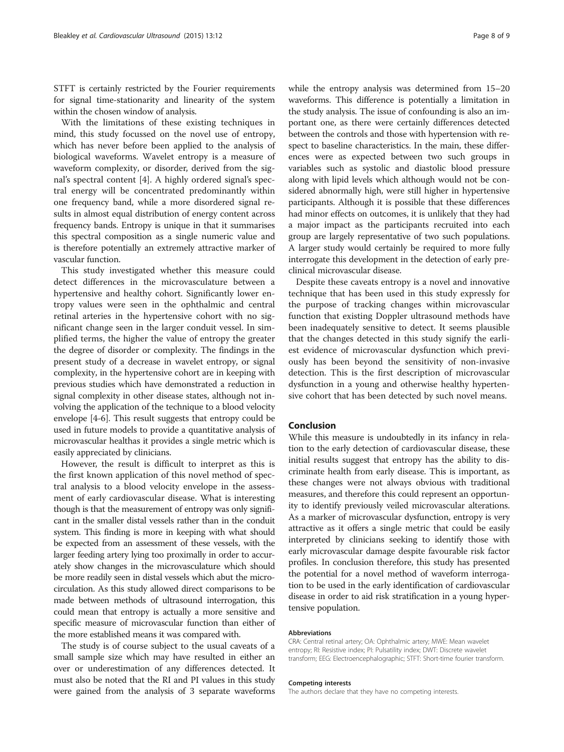STFT is certainly restricted by the Fourier requirements for signal time-stationarity and linearity of the system within the chosen window of analysis.

With the limitations of these existing techniques in mind, this study focussed on the novel use of entropy, which has never before been applied to the analysis of biological waveforms. Wavelet entropy is a measure of waveform complexity, or disorder, derived from the signal's spectral content [4]. A highly ordered signal's spectral energy will be concentrated predominantly within one frequency band, while a more disordered signal results in almost equal distribution of energy content across frequency bands. Entropy is unique in that it summarises this spectral composition as a single numeric value and is therefore potentially an extremely attractive marker of vascular function.

This study investigated whether this measure could detect differences in the microvasculature between a hypertensive and healthy cohort. Significantly lower entropy values were seen in the ophthalmic and central retinal arteries in the hypertensive cohort with no significant change seen in the larger conduit vessel. In simplified terms, the higher the value of entropy the greater the degree of disorder or complexity. The findings in the present study of a decrease in wavelet entropy, or signal complexity, in the hypertensive cohort are in keeping with previous studies which have demonstrated a reduction in signal complexity in other disease states, although not involving the application of the technique to a blood velocity envelope [4-6]. This result suggests that entropy could be used in future models to provide a quantitative analysis of microvascular healthas it provides a single metric which is easily appreciated by clinicians.

However, the result is difficult to interpret as this is the first known application of this novel method of spectral analysis to a blood velocity envelope in the assessment of early cardiovascular disease. What is interesting though is that the measurement of entropy was only significant in the smaller distal vessels rather than in the conduit system. This finding is more in keeping with what should be expected from an assessment of these vessels, with the larger feeding artery lying too proximally in order to accurately show changes in the microvasculature which should be more readily seen in distal vessels which abut the microcirculation. As this study allowed direct comparisons to be made between methods of ultrasound interrogation, this could mean that entropy is actually a more sensitive and specific measure of microvascular function than either of the more established means it was compared with.

The study is of course subject to the usual caveats of a small sample size which may have resulted in either an over or underestimation of any differences detected. It must also be noted that the RI and PI values in this study were gained from the analysis of 3 separate waveforms while the entropy analysis was determined from 15–20 waveforms. This difference is potentially a limitation in the study analysis. The issue of confounding is also an important one, as there were certainly differences detected between the controls and those with hypertension with respect to baseline characteristics. In the main, these differences were as expected between two such groups in variables such as systolic and diastolic blood pressure along with lipid levels which although would not be considered abnormally high, were still higher in hypertensive participants. Although it is possible that these differences had minor effects on outcomes, it is unlikely that they had a major impact as the participants recruited into each group are largely representative of two such populations. A larger study would certainly be required to more fully interrogate this development in the detection of early preclinical microvascular disease.

Despite these caveats entropy is a novel and innovative technique that has been used in this study expressly for the purpose of tracking changes within microvascular function that existing Doppler ultrasound methods have been inadequately sensitive to detect. It seems plausible that the changes detected in this study signify the earliest evidence of microvascular dysfunction which previously has been beyond the sensitivity of non-invasive detection. This is the first description of microvascular dysfunction in a young and otherwise healthy hypertensive cohort that has been detected by such novel means.

## Conclusion

While this measure is undoubtedly in its infancy in relation to the early detection of cardiovascular disease, these initial results suggest that entropy has the ability to discriminate health from early disease. This is important, as these changes were not always obvious with traditional measures, and therefore this could represent an opportunity to identify previously veiled microvascular alterations. As a marker of microvascular dysfunction, entropy is very attractive as it offers a single metric that could be easily interpreted by clinicians seeking to identify those with early microvascular damage despite favourable risk factor profiles. In conclusion therefore, this study has presented the potential for a novel method of waveform interrogation to be used in the early identification of cardiovascular disease in order to aid risk stratification in a young hypertensive population.

#### Abbreviations

CRA: Central retinal artery; OA: Ophthalmic artery; MWE: Mean wavelet entropy; RI: Resistive index; PI: Pulsatility index; DWT: Discrete wavelet transform; EEG: Electroencephalographic; STFT: Short-time fourier transform.

#### Competing interests

The authors declare that they have no competing interests.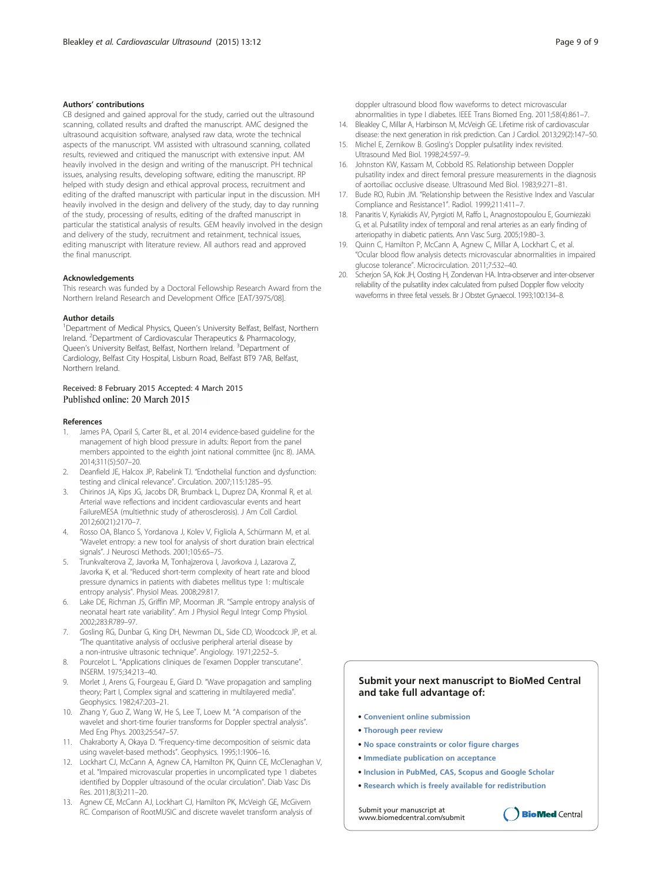### Authors' contributions

CB designed and gained approval for the study, carried out the ultrasound scanning, collated results and drafted the manuscript. AMC designed the ultrasound acquisition software, analysed raw data, wrote the technical aspects of the manuscript. VM assisted with ultrasound scanning, collated results, reviewed and critiqued the manuscript with extensive input. AM heavily involved in the design and writing of the manuscript. PH technical issues, analysing results, developing software, editing the manuscript. RP helped with study design and ethical approval process, recruitment and editing of the drafted manuscript with particular input in the discussion. MH heavily involved in the design and delivery of the study, day to day running of the study, processing of results, editing of the drafted manuscript in particular the statistical analysis of results. GEM heavily involved in the design and delivery of the study, recruitment and retainment, technical issues, editing manuscript with literature review. All authors read and approved the final manuscript.

### Acknowledgements

This research was funded by a Doctoral Fellowship Research Award from the Northern Ireland Research and Development Office [EAT/3975/08].

### Author details

[1]Department of Medical Physics, Queen's University Belfast, Belfast, Northern Ireland. [2]Department of Cardiovascular Therapeutics & Pharmacology, Queen's University Belfast, Belfast, Northern Ireland. [3]Department of Cardiology, Belfast City Hospital, Lisburn Road, Belfast BT9 7AB, Belfast, Northern Ireland.

Received: 8 February 2015 Accepted: 4 March 2015
Published online: 20 March 2015

### References

1. James PA, Oparil S, Carter BL, et al. 2014 evidence-based guideline for the management of high blood pressure in adults: Report from the panel members appointed to the eighth joint national committee (jnc 8). JAMA. 2014;311(5):507–20.
2. Deanfield JE, Halcox JP, Rabelink TJ. "Endothelial function and dysfunction: testing and clinical relevance". Circulation. 2007;115:1285–95.
3. Chirinos JA, Kips JG, Jacobs DR, Brumback L, Duprez DA, Kronmal R, et al. Arterial wave reflections and incident cardiovascular events and heart FailureMESA (multiethnic study of atherosclerosis). J Am Coll Cardiol. 2012;60(21):2170–7.
4. Rosso OA, Blanco S, Yordanova J, Kolev V, Figliola A, Schürmann M, et al. "Wavelet entropy: a new tool for analysis of short duration brain electrical signals". J Neurosci Methods. 2001;105:65–75.
5. Trunkvalterova Z, Javorka M, Tonhajzerova I, Javorkova J, Lazarova Z, Javorka K, et al. "Reduced short-term complexity of heart rate and blood pressure dynamics in patients with diabetes mellitus type 1: multiscale entropy analysis". Physiol Meas. 2008;29:817.
6. Lake DE, Richman JS, Griffin MP, Moorman JR. "Sample entropy analysis of neonatal heart rate variability". Am J Physiol Regul Integr Comp Physiol. 2002;283:R789–97.
7. Gosling RG, Dunbar G, King DH, Newman DL, Side CD, Woodcock JP, et al. "The quantitative analysis of occlusive peripheral arterial disease by a non-intrusive ultrasonic technique". Angiology. 1971;22:52–5.
8. Pourcelot L. "Applications cliniques de l'examen Doppler transcutane". INSERM. 1975;34:213–40.
9. Morlet J, Arens G, Fourgeau E, Giard D. "Wave propagation and sampling theory; Part I, Complex signal and scattering in multilayered media". Geophysics. 1982;47:203–21.
10. Zhang Y, Guo Z, Wang W, He S, Lee T, Loew M. "A comparison of the wavelet and short-time fourier transforms for Doppler spectral analysis". Med Eng Phys. 2003;25:547–57.
11. Chakraborty A, Okaya D. "Frequency-time decomposition of seismic data using wavelet-based methods". Geophysics. 1995;1:1906–16.
12. Lockhart CJ, McCann A, Agnew CA, Hamilton PK, Quinn CE, McClenaghan V, et al. "Impaired microvascular properties in uncomplicated type 1 diabetes identified by Doppler ultrasound of the ocular circulation". Diab Vasc Dis Res. 2011;8(3):211–20.
13. Agnew CE, McCann AJ, Lockhart CJ, Hamilton PK, McVeigh GE, McGivern RC. Comparison of RootMUSIC and discrete wavelet transform analysis of doppler ultrasound blood flow waveforms to detect microvascular abnormalities in type I diabetes. IEEE Trans Biomed Eng. 2011;58(4):861–7.
14. Bleakley C, Millar A, Harbinson M, McVeigh GE. Lifetime risk of cardiovascular disease: the next generation in risk prediction. Can J Cardiol. 2013;29(2):147–50.
15. Michel E, Zernikow B. Gosling's Doppler pulsatility index revisited. Ultrasound Med Biol. 1998;24:597–9.
16. Johnston KW, Kassam M, Cobbold RS. Relationship between Doppler pulsatility index and direct femoral pressure measurements in the diagnosis of aortoiliac occlusive disease. Ultrasound Med Biol. 1983;9:271–81.
17. Bude RO, Rubin JM. "Relationship between the Resistive Index and Vascular Compliance and Resistance1". Radiol. 1999;211:411–7.
18. Panaritis V, Kyriakidis AV, Pyrgioti M, Raffo L, Anagnostopoulou E, Gourniezaki G, et al. Pulsatility index of temporal and renal arteries as an early finding of arteriopathy in diabetic patients. Ann Vasc Surg. 2005;19:80–3.
19. Quinn C, Hamilton P, McCann A, Agnew C, Millar A, Lockhart C, et al. "Ocular blood flow analysis detects microvascular abnormalities in impaired glucose tolerance". Microcirculation. 2011;7:532–40.
20. Scherjon SA, Kok JH, Oosting H, Zondervan HA. Intra-observer and inter-observer reliability of the pulsatility index calculated from pulsed Doppler flow velocity waveforms in three fetal vessels. Br J Obstet Gynaecol. 1993;100:134–8.

**Submit your next manuscript to BioMed Central and take full advantage of:**

- **Convenient online submission**
- **Thorough peer review**
- **No space constraints or color figure charges**
- **Immediate publication on acceptance**
- **Inclusion in PubMed, CAS, Scopus and Google Scholar**
- **Research which is freely available for redistribution**

Submit your manuscript at
www.biomedcentral.com/submit

BioMed Central